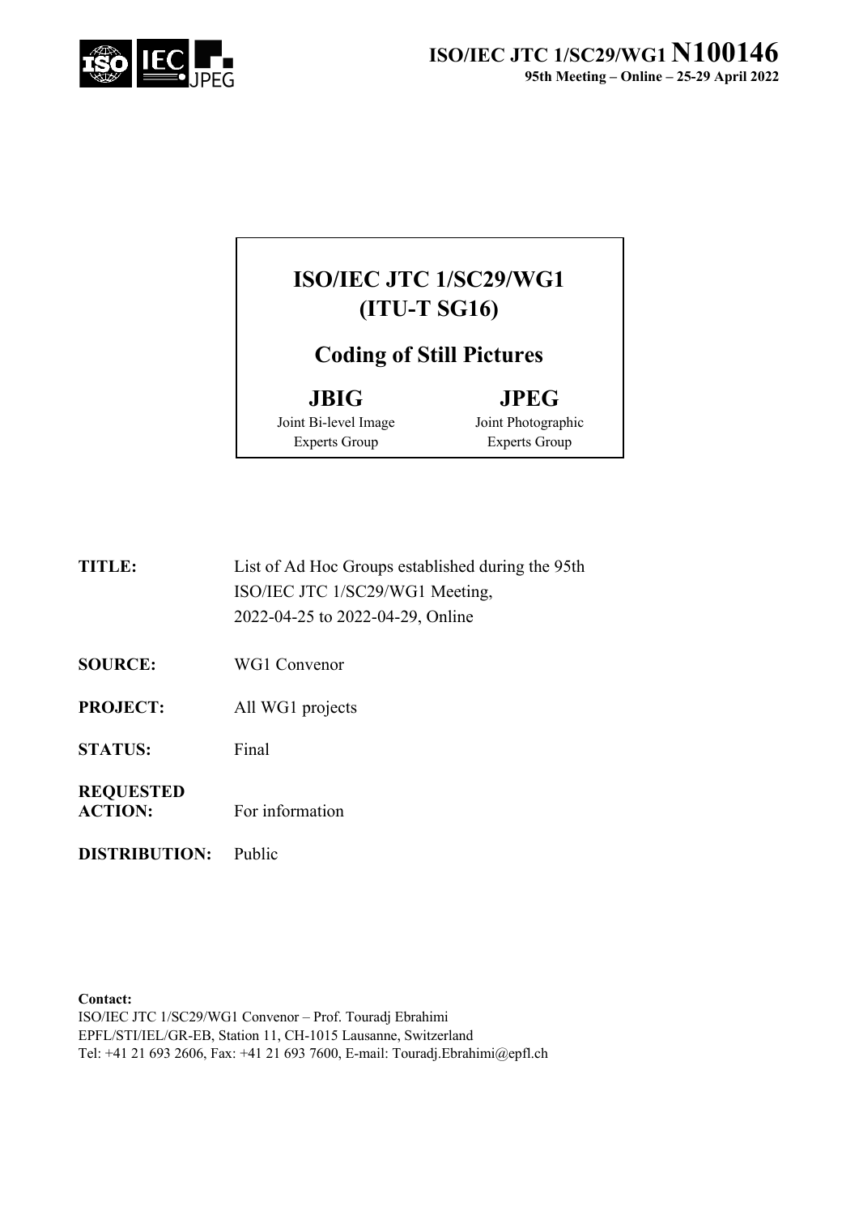# ISO/IEC JTC 1/SC29/WG1 N100146

**95th Meeting – Online – 25-29 April 2022**

## ISO/IEC JTC 1/SC29/WG1 (ITU-T SG16)

## Coding of Still Pictures

| **JBIG** | **JPEG** |
|---|---|
| Joint Bi-level Image Experts Group | Joint Photographic Experts Group |

**TITLE:** List of Ad Hoc Groups established during the 95th ISO/IEC JTC 1/SC29/WG1 Meeting, 2022-04-25 to 2022-04-29, Online

**SOURCE:** WG1 Convenor

**PROJECT:** All WG1 projects

**STATUS:** Final

**REQUESTED ACTION:** For information

**DISTRIBUTION:** Public

**Contact:**
ISO/IEC JTC 1/SC29/WG1 Convenor – Prof. Touradj Ebrahimi
EPFL/STI/IEL/GR-EB, Station 11, CH-1015 Lausanne, Switzerland
Tel: +41 21 693 2606, Fax: +41 21 693 7600, E-mail: Touradj.Ebrahimi@epfl.ch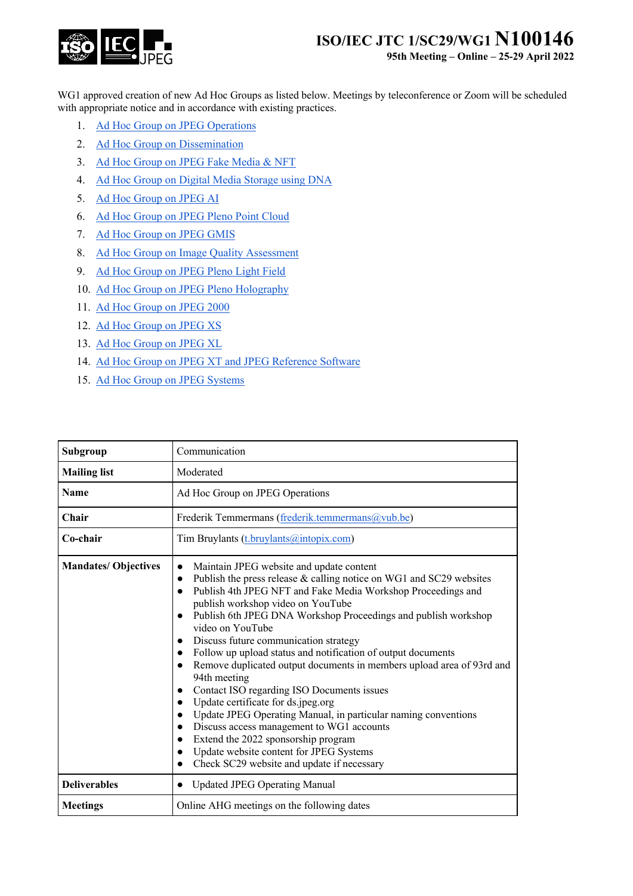WG1 approved creation of new Ad Hoc Groups as listed below. Meetings by teleconference or Zoom will be scheduled with appropriate notice and in accordance with existing practices.

1. Ad Hoc Group on JPEG Operations
2. Ad Hoc Group on Dissemination
3. Ad Hoc Group on JPEG Fake Media & NFT
4. Ad Hoc Group on Digital Media Storage using DNA
5. Ad Hoc Group on JPEG AI
6. Ad Hoc Group on JPEG Pleno Point Cloud
7. Ad Hoc Group on JPEG GMIS
8. Ad Hoc Group on Image Quality Assessment
9. Ad Hoc Group on JPEG Pleno Light Field
10. Ad Hoc Group on JPEG Pleno Holography
11. Ad Hoc Group on JPEG 2000
12. Ad Hoc Group on JPEG XS
13. Ad Hoc Group on JPEG XL
14. Ad Hoc Group on JPEG XT and JPEG Reference Software
15. Ad Hoc Group on JPEG Systems

| **Subgroup** | Communication |
|---|---|
| **Mailing list** | Moderated |
| **Name** | Ad Hoc Group on JPEG Operations |
| **Chair** | Frederik Temmermans (frederik.temmermans@vub.be) |
| **Co-chair** | Tim Bruylants (t.bruylants@intopix.com) |
| **Mandates/ Objectives** | • Maintain JPEG website and update content<br>• Publish the press release & calling notice on WG1 and SC29 websites<br>• Publish 4th JPEG NFT and Fake Media Workshop Proceedings and publish workshop video on YouTube<br>• Publish 6th JPEG DNA Workshop Proceedings and publish workshop video on YouTube<br>• Discuss future communication strategy<br>• Follow up upload status and notification of output documents<br>• Remove duplicated output documents in members upload area of 93rd and 94th meeting<br>• Contact ISO regarding ISO Documents issues<br>• Update certificate for ds.jpeg.org<br>• Update JPEG Operating Manual, in particular naming conventions<br>• Discuss access management to WG1 accounts<br>• Extend the 2022 sponsorship program<br>• Update website content for JPEG Systems<br>• Check SC29 website and update if necessary |
| **Deliverables** | • Updated JPEG Operating Manual |
| **Meetings** | Online AHG meetings on the following dates |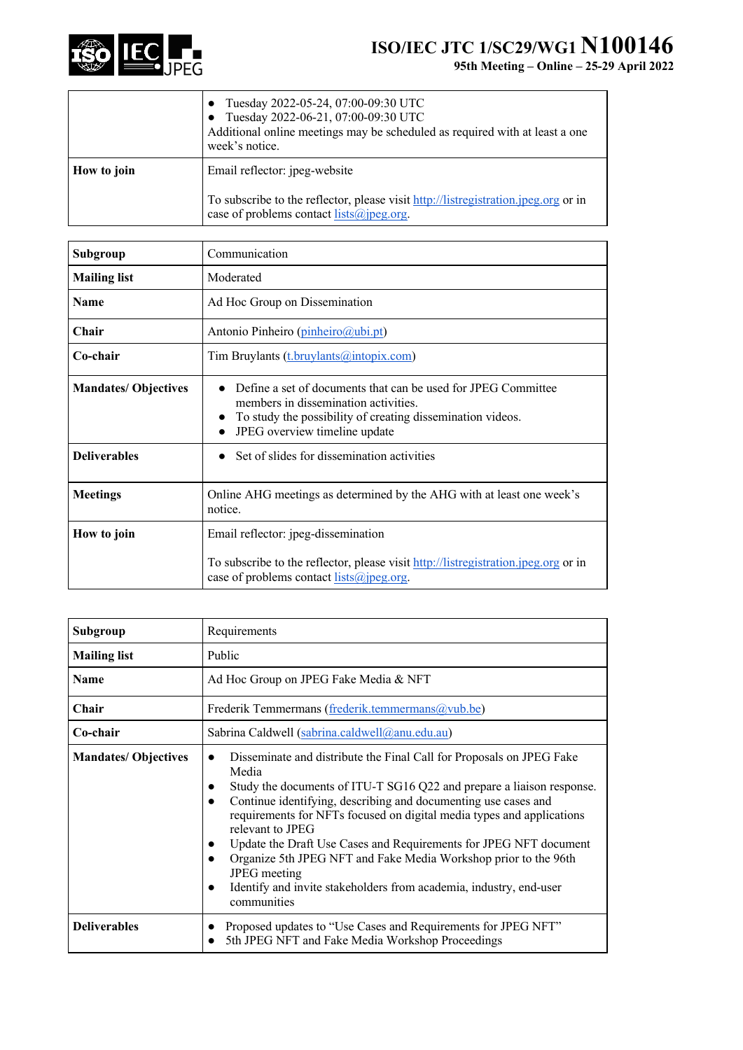| | |
|---|---|
| | • Tuesday 2022-05-24, 07:00-09:30 UTC<br>• Tuesday 2022-06-21, 07:00-09:30 UTC<br>Additional online meetings may be scheduled as required with at least a one week's notice. |
| **How to join** | Email reflector: jpeg-website<br><br>To subscribe to the reflector, please visit http://listregistration.jpeg.org or in case of problems contact lists@jpeg.org. |

| | |
|---|---|
| **Subgroup** | Communication |
| **Mailing list** | Moderated |
| **Name** | Ad Hoc Group on Dissemination |
| **Chair** | Antonio Pinheiro (pinheiro@ubi.pt) |
| **Co-chair** | Tim Bruylants (t.bruylants@intopix.com) |
| **Mandates/ Objectives** | • Define a set of documents that can be used for JPEG Committee members in dissemination activities.<br>• To study the possibility of creating dissemination videos.<br>• JPEG overview timeline update |
| **Deliverables** | • Set of slides for dissemination activities |
| **Meetings** | Online AHG meetings as determined by the AHG with at least one week's notice. |
| **How to join** | Email reflector: jpeg-dissemination<br><br>To subscribe to the reflector, please visit http://listregistration.jpeg.org or in case of problems contact lists@jpeg.org. |

| | |
|---|---|
| **Subgroup** | Requirements |
| **Mailing list** | Public |
| **Name** | Ad Hoc Group on JPEG Fake Media & NFT |
| **Chair** | Frederik Temmermans (frederik.temmermans@vub.be) |
| **Co-chair** | Sabrina Caldwell (sabrina.caldwell@anu.edu.au) |
| **Mandates/ Objectives** | • Disseminate and distribute the Final Call for Proposals on JPEG Fake Media<br>• Study the documents of ITU-T SG16 Q22 and prepare a liaison response.<br>• Continue identifying, describing and documenting use cases and requirements for NFTs focused on digital media types and applications relevant to JPEG<br>• Update the Draft Use Cases and Requirements for JPEG NFT document<br>• Organize 5th JPEG NFT and Fake Media Workshop prior to the 96th JPEG meeting<br>• Identify and invite stakeholders from academia, industry, end-user communities |
| **Deliverables** | • Proposed updates to "Use Cases and Requirements for JPEG NFT"<br>• 5th JPEG NFT and Fake Media Workshop Proceedings |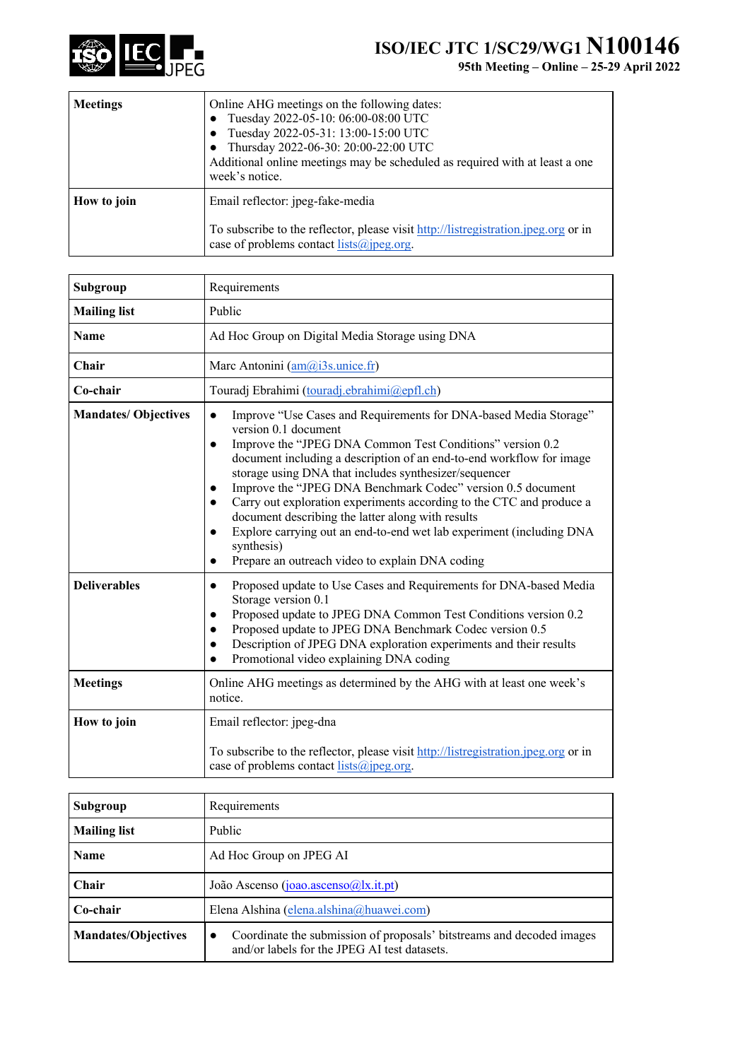| | |
|---|---|
| **Meetings** | Online AHG meetings on the following dates:<br>● Tuesday 2022-05-10: 06:00-08:00 UTC<br>● Tuesday 2022-05-31: 13:00-15:00 UTC<br>● Thursday 2022-06-30: 20:00-22:00 UTC<br>Additional online meetings may be scheduled as required with at least a one week's notice. |
| **How to join** | Email reflector: jpeg-fake-media<br><br>To subscribe to the reflector, please visit http://listregistration.jpeg.org or in case of problems contact lists@jpeg.org. |

| | |
|---|---|
| **Subgroup** | Requirements |
| **Mailing list** | Public |
| **Name** | Ad Hoc Group on Digital Media Storage using DNA |
| **Chair** | Marc Antonini (am@i3s.unice.fr) |
| **Co-chair** | Touradj Ebrahimi (touradj.ebrahimi@epfl.ch) |
| **Mandates/ Objectives** | ● Improve "Use Cases and Requirements for DNA-based Media Storage" version 0.1 document<br>● Improve the "JPEG DNA Common Test Conditions" version 0.2 document including a description of an end-to-end workflow for image storage using DNA that includes synthesizer/sequencer<br>● Improve the "JPEG DNA Benchmark Codec" version 0.5 document<br>● Carry out exploration experiments according to the CTC and produce a document describing the latter along with results<br>● Explore carrying out an end-to-end wet lab experiment (including DNA synthesis)<br>● Prepare an outreach video to explain DNA coding |
| **Deliverables** | ● Proposed update to Use Cases and Requirements for DNA-based Media Storage version 0.1<br>● Proposed update to JPEG DNA Common Test Conditions version 0.2<br>● Proposed update to JPEG DNA Benchmark Codec version 0.5<br>● Description of JPEG DNA exploration experiments and their results<br>● Promotional video explaining DNA coding |
| **Meetings** | Online AHG meetings as determined by the AHG with at least one week's notice. |
| **How to join** | Email reflector: jpeg-dna<br><br>To subscribe to the reflector, please visit http://listregistration.jpeg.org or in case of problems contact lists@jpeg.org. |

| | |
|---|---|
| **Subgroup** | Requirements |
| **Mailing list** | Public |
| **Name** | Ad Hoc Group on JPEG AI |
| **Chair** | João Ascenso (joao.ascenso@lx.it.pt) |
| **Co-chair** | Elena Alshina (elena.alshina@huawei.com) |
| **Mandates/Objectives** | ● Coordinate the submission of proposals' bitstreams and decoded images and/or labels for the JPEG AI test datasets. |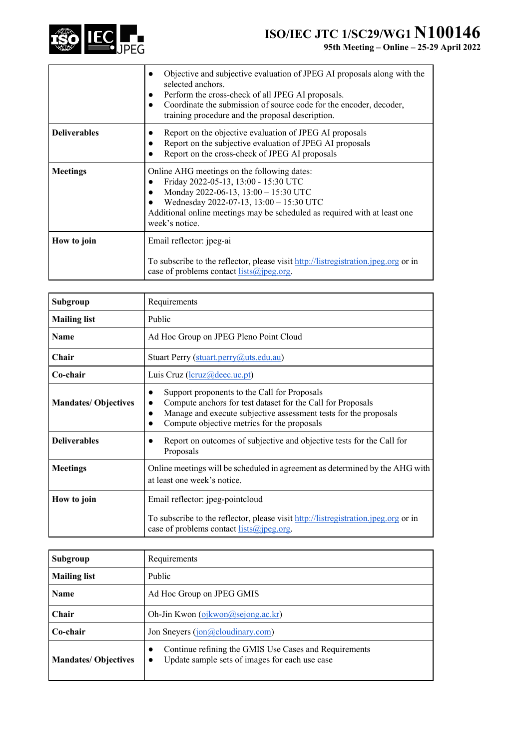|  |  |
|---|---|
|  | • Objective and subjective evaluation of JPEG AI proposals along with the selected anchors.<br>• Perform the cross-check of all JPEG AI proposals.<br>• Coordinate the submission of source code for the encoder, decoder, training procedure and the proposal description. |
| **Deliverables** | • Report on the objective evaluation of JPEG AI proposals<br>• Report on the subjective evaluation of JPEG AI proposals<br>• Report on the cross-check of JPEG AI proposals |
| **Meetings** | Online AHG meetings on the following dates:<br>• Friday 2022-05-13, 13:00 - 15:30 UTC<br>• Monday 2022-06-13, 13:00 – 15:30 UTC<br>• Wednesday 2022-07-13, 13:00 – 15:30 UTC<br>Additional online meetings may be scheduled as required with at least one week's notice. |
| **How to join** | Email reflector: jpeg-ai<br><br>To subscribe to the reflector, please visit http://listregistration.jpeg.org or in case of problems contact lists@jpeg.org. |

| **Subgroup** | Requirements |
|---|---|
| **Mailing list** | Public |
| **Name** | Ad Hoc Group on JPEG Pleno Point Cloud |
| **Chair** | Stuart Perry (stuart.perry@uts.edu.au) |
| **Co-chair** | Luis Cruz (lcruz@deec.uc.pt) |
| **Mandates/ Objectives** | • Support proponents to the Call for Proposals<br>• Compute anchors for test dataset for the Call for Proposals<br>• Manage and execute subjective assessment tests for the proposals<br>• Compute objective metrics for the proposals |
| **Deliverables** | • Report on outcomes of subjective and objective tests for the Call for Proposals |
| **Meetings** | Online meetings will be scheduled in agreement as determined by the AHG with at least one week's notice. |
| **How to join** | Email reflector: jpeg-pointcloud<br><br>To subscribe to the reflector, please visit http://listregistration.jpeg.org or in case of problems contact lists@jpeg.org. |

| **Subgroup** | Requirements |
|---|---|
| **Mailing list** | Public |
| **Name** | Ad Hoc Group on JPEG GMIS |
| **Chair** | Oh-Jin Kwon (ojkwon@sejong.ac.kr) |
| **Co-chair** | Jon Sneyers (jon@cloudinary.com) |
| **Mandates/ Objectives** | • Continue refining the GMIS Use Cases and Requirements<br>• Update sample sets of images for each use case |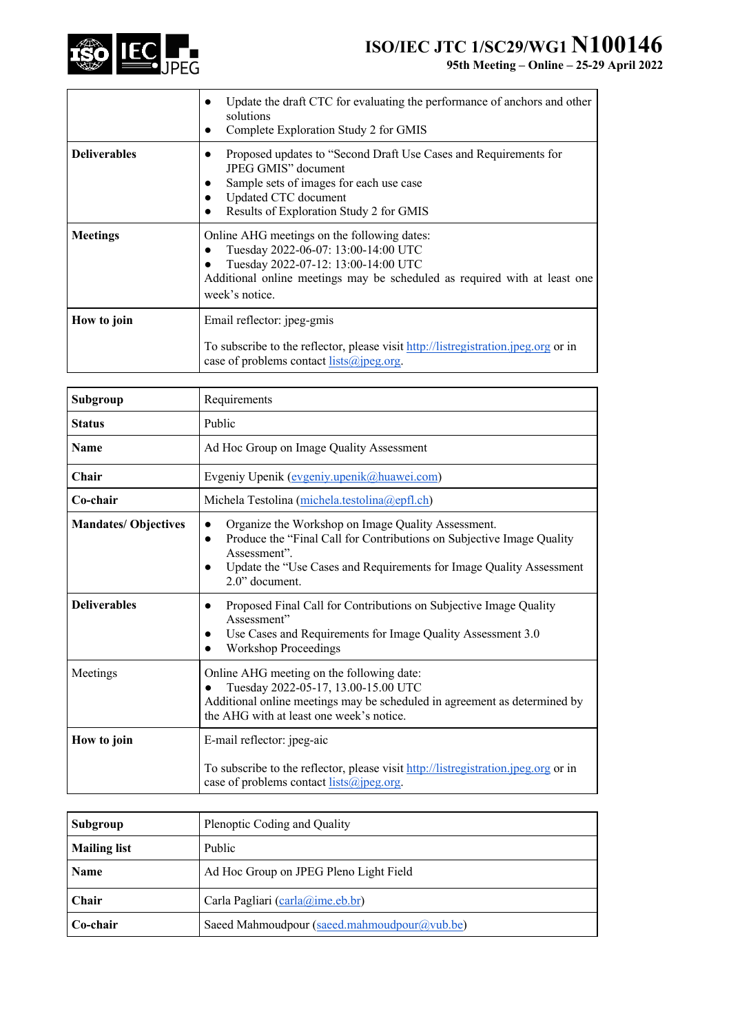|  |  |
|---|---|
|  | • Update the draft CTC for evaluating the performance of anchors and other solutions<br>• Complete Exploration Study 2 for GMIS |
| **Deliverables** | • Proposed updates to "Second Draft Use Cases and Requirements for JPEG GMIS" document<br>• Sample sets of images for each use case<br>• Updated CTC document<br>• Results of Exploration Study 2 for GMIS |
| **Meetings** | Online AHG meetings on the following dates:<br>• Tuesday 2022-06-07: 13:00-14:00 UTC<br>• Tuesday 2022-07-12: 13:00-14:00 UTC<br>Additional online meetings may be scheduled as required with at least one week's notice. |
| **How to join** | Email reflector: jpeg-gmis<br><br>To subscribe to the reflector, please visit http://listregistration.jpeg.org or in case of problems contact lists@jpeg.org. |

| **Subgroup** | Requirements |
|---|---|
| **Status** | Public |
| **Name** | Ad Hoc Group on Image Quality Assessment |
| **Chair** | Evgeniy Upenik (evgeniy.upenik@huawei.com) |
| **Co-chair** | Michela Testolina (michela.testolina@epfl.ch) |
| **Mandates/ Objectives** | • Organize the Workshop on Image Quality Assessment.<br>• Produce the "Final Call for Contributions on Subjective Image Quality Assessment".<br>• Update the "Use Cases and Requirements for Image Quality Assessment 2.0" document. |
| **Deliverables** | • Proposed Final Call for Contributions on Subjective Image Quality Assessment"<br>• Use Cases and Requirements for Image Quality Assessment 3.0<br>• Workshop Proceedings |
| Meetings | Online AHG meeting on the following date:<br>• Tuesday 2022-05-17, 13.00-15.00 UTC<br>Additional online meetings may be scheduled in agreement as determined by the AHG with at least one week's notice. |
| **How to join** | E-mail reflector: jpeg-aic<br><br>To subscribe to the reflector, please visit http://listregistration.jpeg.org or in case of problems contact lists@jpeg.org. |

| **Subgroup** | Plenoptic Coding and Quality |
|---|---|
| **Mailing list** | Public |
| **Name** | Ad Hoc Group on JPEG Pleno Light Field |
| **Chair** | Carla Pagliari (carla@ime.eb.br) |
| **Co-chair** | Saeed Mahmoudpour (saeed.mahmoudpour@vub.be) |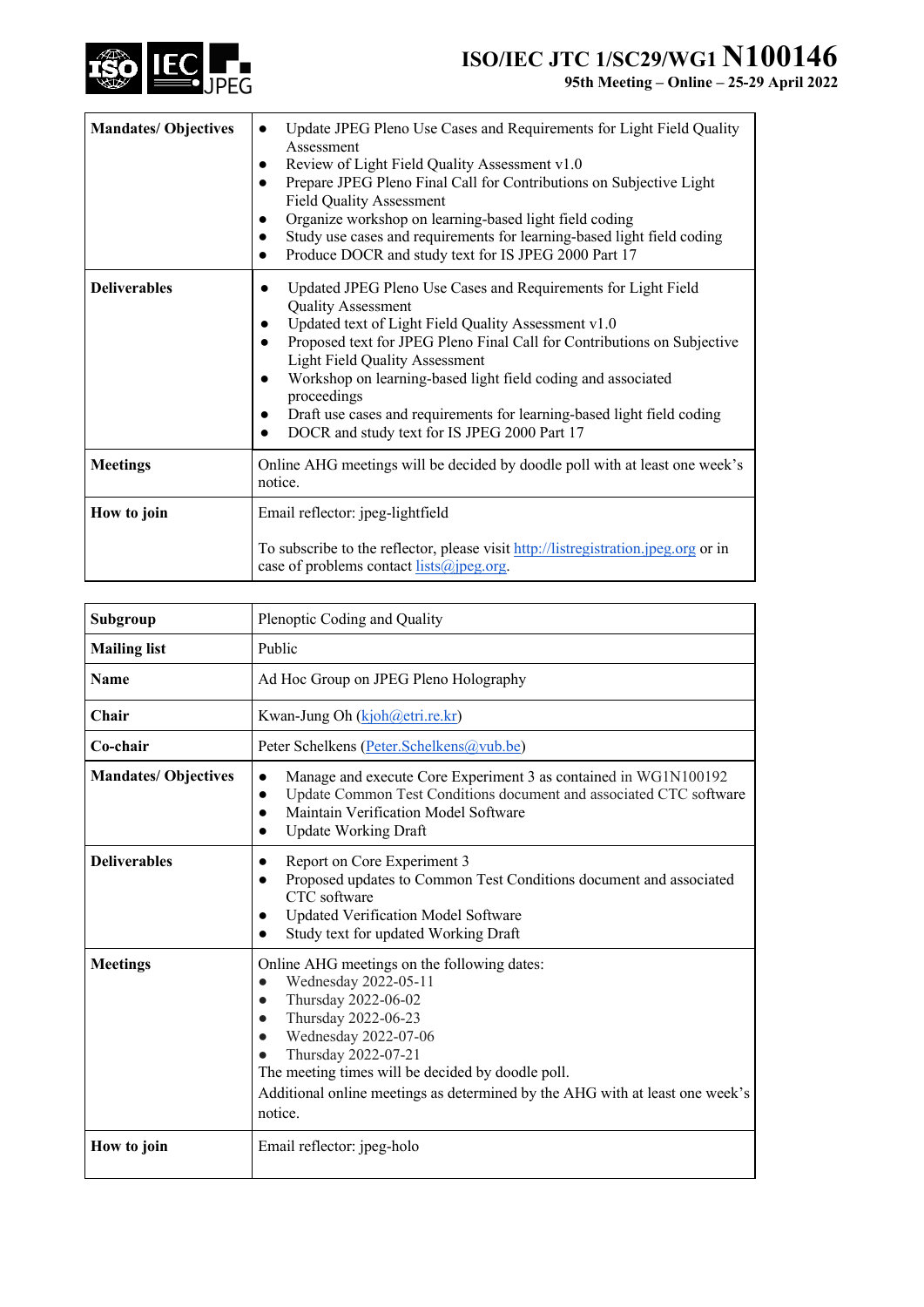| **Mandates/ Objectives** | • Update JPEG Pleno Use Cases and Requirements for Light Field Quality Assessment<br>• Review of Light Field Quality Assessment v1.0<br>• Prepare JPEG Pleno Final Call for Contributions on Subjective Light Field Quality Assessment<br>• Organize workshop on learning-based light field coding<br>• Study use cases and requirements for learning-based light field coding<br>• Produce DOCR and study text for IS JPEG 2000 Part 17 |
|---|---|
| **Deliverables** | • Updated JPEG Pleno Use Cases and Requirements for Light Field Quality Assessment<br>• Updated text of Light Field Quality Assessment v1.0<br>• Proposed text for JPEG Pleno Final Call for Contributions on Subjective Light Field Quality Assessment<br>• Workshop on learning-based light field coding and associated proceedings<br>• Draft use cases and requirements for learning-based light field coding<br>• DOCR and study text for IS JPEG 2000 Part 17 |
| **Meetings** | Online AHG meetings will be decided by doodle poll with at least one week's notice. |
| **How to join** | Email reflector: jpeg-lightfield<br><br>To subscribe to the reflector, please visit http://listregistration.jpeg.org or in case of problems contact lists@jpeg.org. |

| **Subgroup** | Plenoptic Coding and Quality |
|---|---|
| **Mailing list** | Public |
| **Name** | Ad Hoc Group on JPEG Pleno Holography |
| **Chair** | Kwan-Jung Oh (kjoh@etri.re.kr) |
| **Co-chair** | Peter Schelkens (Peter.Schelkens@vub.be) |
| **Mandates/ Objectives** | • Manage and execute Core Experiment 3 as contained in WG1N100192<br>• Update Common Test Conditions document and associated CTC software<br>• Maintain Verification Model Software<br>• Update Working Draft |
| **Deliverables** | • Report on Core Experiment 3<br>• Proposed updates to Common Test Conditions document and associated CTC software<br>• Updated Verification Model Software<br>• Study text for updated Working Draft |
| **Meetings** | Online AHG meetings on the following dates:<br>• Wednesday 2022-05-11<br>• Thursday 2022-06-02<br>• Thursday 2022-06-23<br>• Wednesday 2022-07-06<br>• Thursday 2022-07-21<br>The meeting times will be decided by doodle poll.<br>Additional online meetings as determined by the AHG with at least one week's notice. |
| **How to join** | Email reflector: jpeg-holo |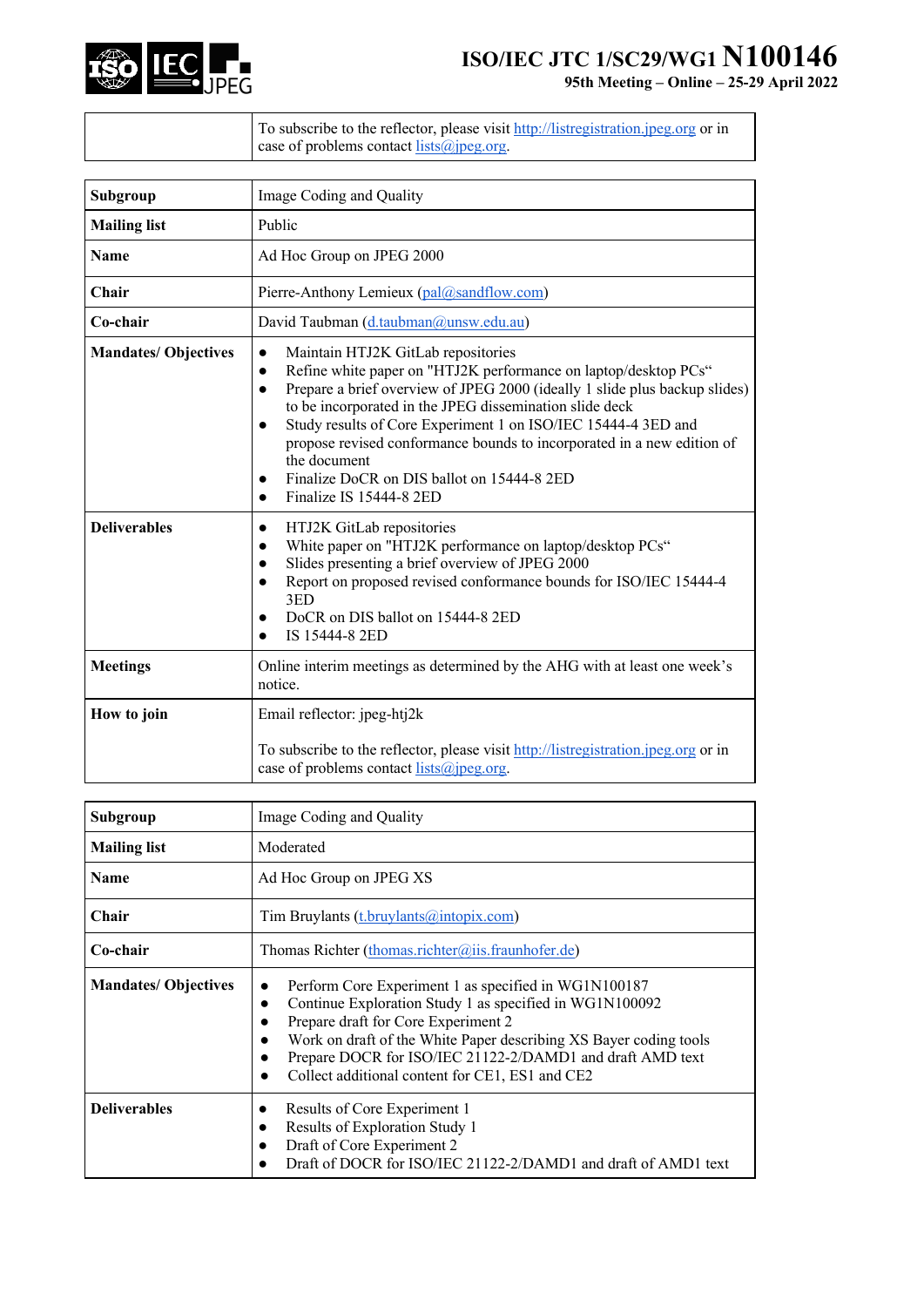|  | To subscribe to the reflector, please visit http://listregistration.jpeg.org or in case of problems contact lists@jpeg.org. |
|---|---|

| **Subgroup** | Image Coding and Quality |
|---|---|
| **Mailing list** | Public |
| **Name** | Ad Hoc Group on JPEG 2000 |
| **Chair** | Pierre-Anthony Lemieux (pal@sandflow.com) |
| **Co-chair** | David Taubman (d.taubman@unsw.edu.au) |
| **Mandates/ Objectives** | • Maintain HTJ2K GitLab repositories<br>• Refine white paper on "HTJ2K performance on laptop/desktop PCs“<br>• Prepare a brief overview of JPEG 2000 (ideally 1 slide plus backup slides) to be incorporated in the JPEG dissemination slide deck<br>• Study results of Core Experiment 1 on ISO/IEC 15444-4 3ED and propose revised conformance bounds to incorporated in a new edition of the document<br>• Finalize DoCR on DIS ballot on 15444-8 2ED<br>• Finalize IS 15444-8 2ED |
| **Deliverables** | • HTJ2K GitLab repositories<br>• White paper on "HTJ2K performance on laptop/desktop PCs“<br>• Slides presenting a brief overview of JPEG 2000<br>• Report on proposed revised conformance bounds for ISO/IEC 15444-4 3ED<br>• DoCR on DIS ballot on 15444-8 2ED<br>• IS 15444-8 2ED |
| **Meetings** | Online interim meetings as determined by the AHG with at least one week's notice. |
| **How to join** | Email reflector: jpeg-htj2k<br><br>To subscribe to the reflector, please visit http://listregistration.jpeg.org or in case of problems contact lists@jpeg.org. |

| **Subgroup** | Image Coding and Quality |
|---|---|
| **Mailing list** | Moderated |
| **Name** | Ad Hoc Group on JPEG XS |
| **Chair** | Tim Bruylants (t.bruylants@intopix.com) |
| **Co-chair** | Thomas Richter (thomas.richter@iis.fraunhofer.de) |
| **Mandates/ Objectives** | • Perform Core Experiment 1 as specified in WG1N100187<br>• Continue Exploration Study 1 as specified in WG1N100092<br>• Prepare draft for Core Experiment 2<br>• Work on draft of the White Paper describing XS Bayer coding tools<br>• Prepare DOCR for ISO/IEC 21122-2/DAMD1 and draft AMD text<br>• Collect additional content for CE1, ES1 and CE2 |
| **Deliverables** | • Results of Core Experiment 1<br>• Results of Exploration Study 1<br>• Draft of Core Experiment 2<br>• Draft of DOCR for ISO/IEC 21122-2/DAMD1 and draft of AMD1 text |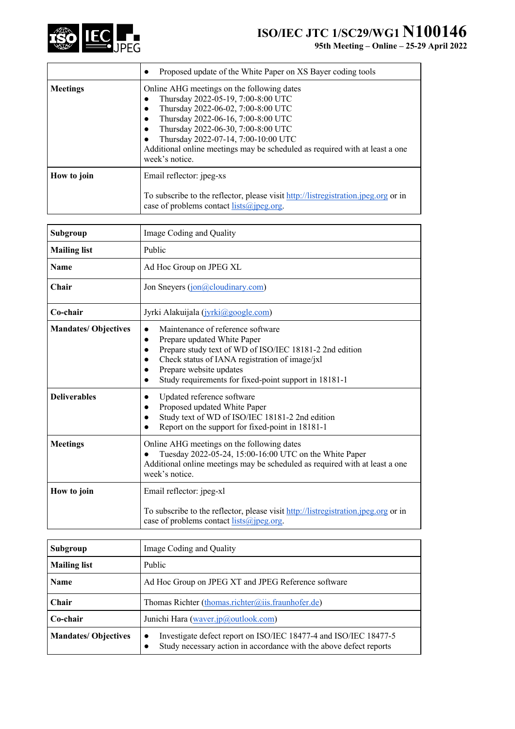| | |
|---|---|
| | • Proposed update of the White Paper on XS Bayer coding tools |
| **Meetings** | Online AHG meetings on the following dates<br>• Thursday 2022-05-19, 7:00-8:00 UTC<br>• Thursday 2022-06-02, 7:00-8:00 UTC<br>• Thursday 2022-06-16, 7:00-8:00 UTC<br>• Thursday 2022-06-30, 7:00-8:00 UTC<br>• Thursday 2022-07-14, 7:00-10:00 UTC<br>Additional online meetings may be scheduled as required with at least a one week's notice. |
| **How to join** | Email reflector: jpeg-xs<br><br>To subscribe to the reflector, please visit http://listregistration.jpeg.org or in case of problems contact lists@jpeg.org. |

| **Subgroup** | Image Coding and Quality |
|---|---|
| **Mailing list** | Public |
| **Name** | Ad Hoc Group on JPEG XL |
| **Chair** | Jon Sneyers (jon@cloudinary.com) |
| **Co-chair** | Jyrki Alakuijala (jyrki@google.com) |
| **Mandates/ Objectives** | • Maintenance of reference software<br>• Prepare updated White Paper<br>• Prepare study text of WD of ISO/IEC 18181-2 2nd edition<br>• Check status of IANA registration of image/jxl<br>• Prepare website updates<br>• Study requirements for fixed-point support in 18181-1 |
| **Deliverables** | • Updated reference software<br>• Proposed updated White Paper<br>• Study text of WD of ISO/IEC 18181-2 2nd edition<br>• Report on the support for fixed-point in 18181-1 |
| **Meetings** | Online AHG meetings on the following dates<br>• Tuesday 2022-05-24, 15:00-16:00 UTC on the White Paper<br>Additional online meetings may be scheduled as required with at least a one week's notice. |
| **How to join** | Email reflector: jpeg-xl<br><br>To subscribe to the reflector, please visit http://listregistration.jpeg.org or in case of problems contact lists@jpeg.org. |

| **Subgroup** | Image Coding and Quality |
|---|---|
| **Mailing list** | Public |
| **Name** | Ad Hoc Group on JPEG XT and JPEG Reference software |
| **Chair** | Thomas Richter (thomas.richter@iis.fraunhofer.de) |
| **Co-chair** | Junichi Hara (waver.jp@outlook.com) |
| **Mandates/ Objectives** | • Investigate defect report on ISO/IEC 18477-4 and ISO/IEC 18477-5<br>• Study necessary action in accordance with the above defect reports |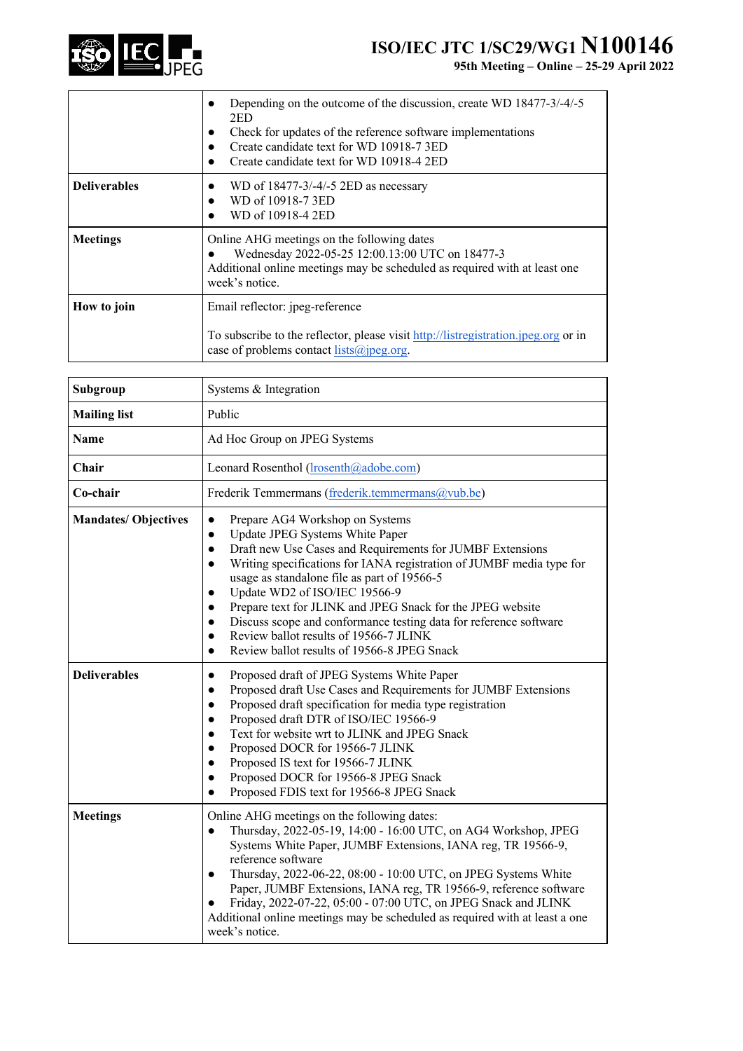| | |
|---|---|
| | ● Depending on the outcome of the discussion, create WD 18477-3/-4/-5 2ED<br>● Check for updates of the reference software implementations<br>● Create candidate text for WD 10918-7 3ED<br>● Create candidate text for WD 10918-4 2ED |
| **Deliverables** | ● WD of 18477-3/-4/-5 2ED as necessary<br>● WD of 10918-7 3ED<br>● WD of 10918-4 2ED |
| **Meetings** | Online AHG meetings on the following dates<br>● Wednesday 2022-05-25 12:00.13:00 UTC on 18477-3<br>Additional online meetings may be scheduled as required with at least one week's notice. |
| **How to join** | Email reflector: jpeg-reference<br><br>To subscribe to the reflector, please visit http://listregistration.jpeg.org or in case of problems contact lists@jpeg.org. |

| | |
|---|---|
| **Subgroup** | Systems & Integration |
| **Mailing list** | Public |
| **Name** | Ad Hoc Group on JPEG Systems |
| **Chair** | Leonard Rosenthol (lrosenth@adobe.com) |
| **Co-chair** | Frederik Temmermans (frederik.temmermans@vub.be) |
| **Mandates/ Objectives** | ● Prepare AG4 Workshop on Systems<br>● Update JPEG Systems White Paper<br>● Draft new Use Cases and Requirements for JUMBF Extensions<br>● Writing specifications for IANA registration of JUMBF media type for usage as standalone file as part of 19566-5<br>● Update WD2 of ISO/IEC 19566-9<br>● Prepare text for JLINK and JPEG Snack for the JPEG website<br>● Discuss scope and conformance testing data for reference software<br>● Review ballot results of 19566-7 JLINK<br>● Review ballot results of 19566-8 JPEG Snack |
| **Deliverables** | ● Proposed draft of JPEG Systems White Paper<br>● Proposed draft Use Cases and Requirements for JUMBF Extensions<br>● Proposed draft specification for media type registration<br>● Proposed draft DTR of ISO/IEC 19566-9<br>● Text for website wrt to JLINK and JPEG Snack<br>● Proposed DOCR for 19566-7 JLINK<br>● Proposed IS text for 19566-7 JLINK<br>● Proposed DOCR for 19566-8 JPEG Snack<br>● Proposed FDIS text for 19566-8 JPEG Snack |
| **Meetings** | Online AHG meetings on the following dates:<br>● Thursday, 2022-05-19, 14:00 - 16:00 UTC, on AG4 Workshop, JPEG Systems White Paper, JUMBF Extensions, IANA reg, TR 19566-9, reference software<br>● Thursday, 2022-06-22, 08:00 - 10:00 UTC, on JPEG Systems White Paper, JUMBF Extensions, IANA reg, TR 19566-9, reference software<br>● Friday, 2022-07-22, 05:00 - 07:00 UTC, on JPEG Snack and JLINK<br>Additional online meetings may be scheduled as required with at least a one week's notice. |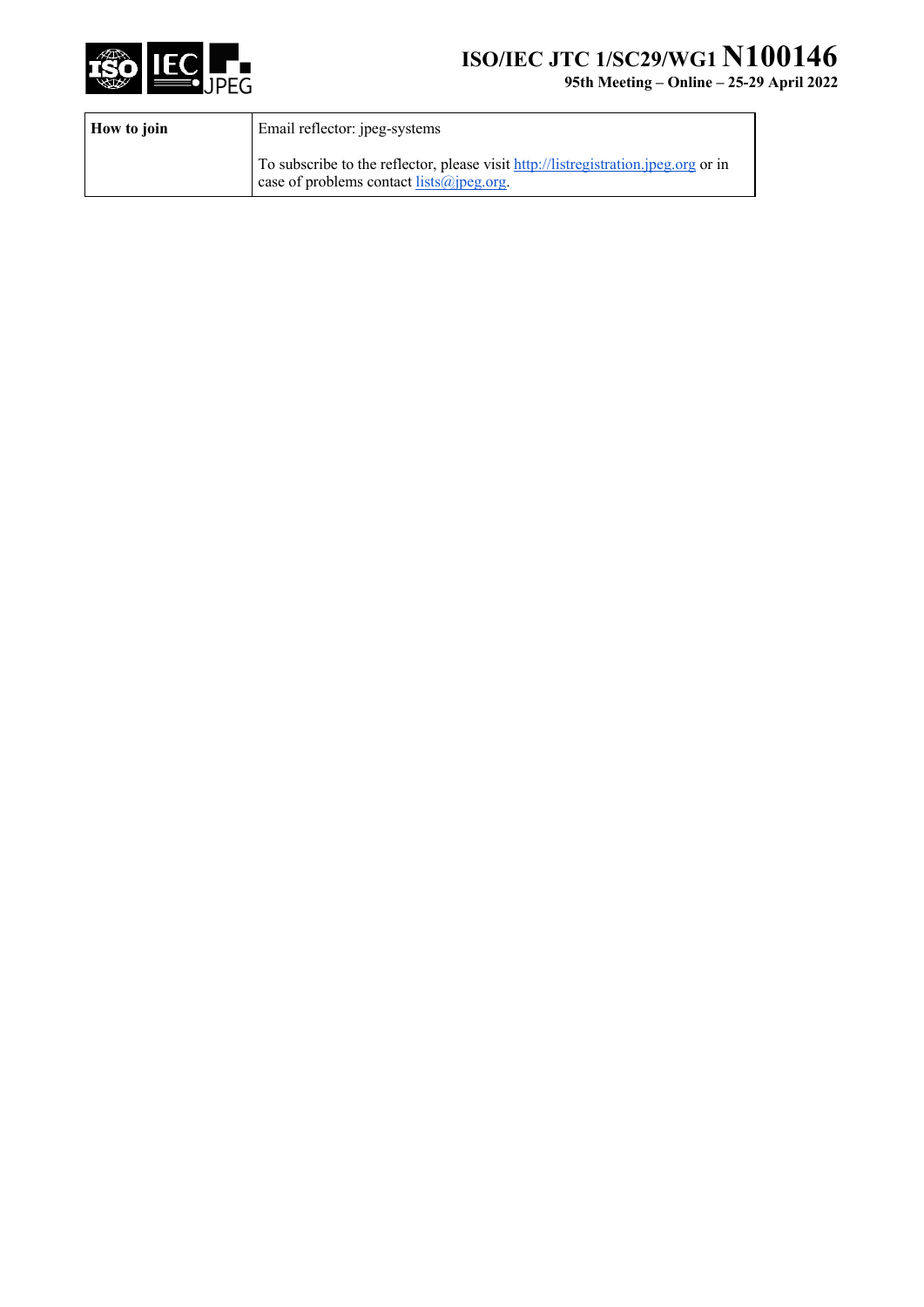| | |
|---|---|
| **How to join** | Email reflector: jpeg-systems<br><br>To subscribe to the reflector, please visit http://listregistration.jpeg.org or in case of problems contact lists@jpeg.org. |